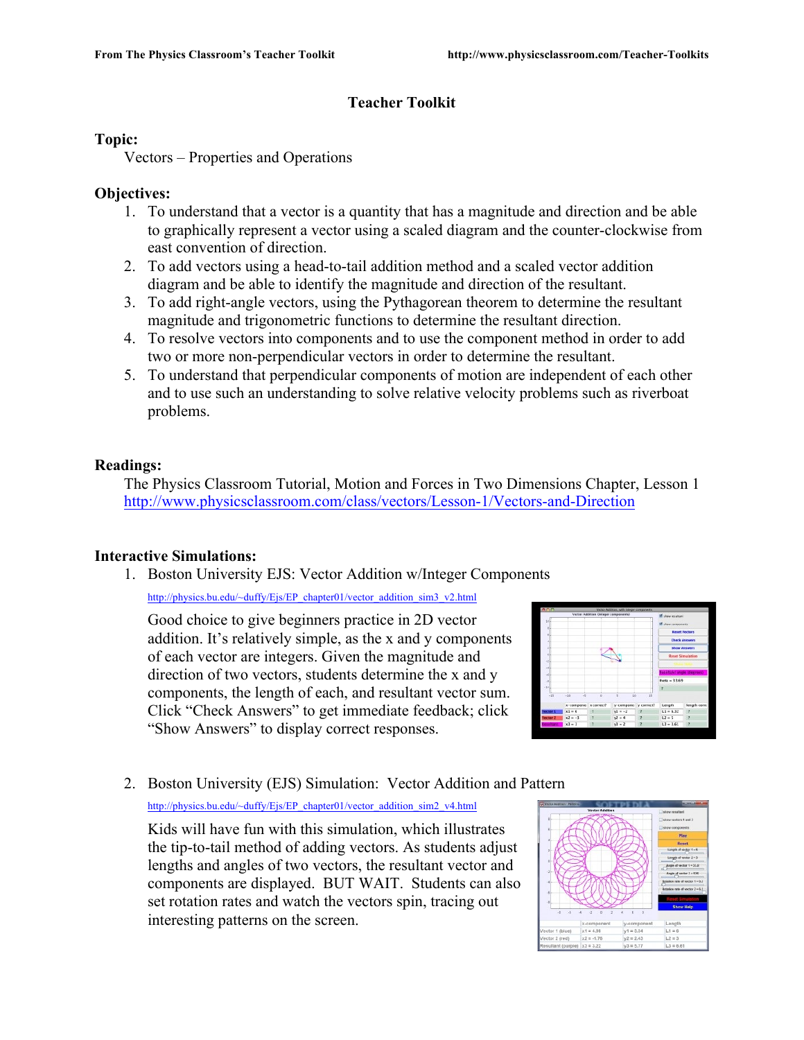# Teacher Toolkit

## Topic:

Vectors – Properties and Operations

## Objectives:

1. To understand that a vector is a quantity that has a magnitude and direction and be able to graphically represent a vector using a scaled diagram and the counter-clockwise from east convention of direction.
2. To add vectors using a head-to-tail addition method and a scaled vector addition diagram and be able to identify the magnitude and direction of the resultant.
3. To add right-angle vectors, using the Pythagorean theorem to determine the resultant magnitude and trigonometric functions to determine the resultant direction.
4. To resolve vectors into components and to use the component method in order to add two or more non-perpendicular vectors in order to determine the resultant.
5. To understand that perpendicular components of motion are independent of each other and to use such an understanding to solve relative velocity problems such as riverboat problems.

## Readings:

The Physics Classroom Tutorial, Motion and Forces in Two Dimensions Chapter, Lesson 1
http://www.physicsclassroom.com/class/vectors/Lesson-1/Vectors-and-Direction

## Interactive Simulations:

1. Boston University EJS: Vector Addition w/Integer Components

   http://physics.bu.edu/~duffy/Ejs/EP_chapter01/vector_addition_sim3_v2.html

   Good choice to give beginners practice in 2D vector addition. It's relatively simple, as the x and y components of each vector are integers. Given the magnitude and direction of two vectors, students determine the x and y components, the length of each, and resultant vector sum. Click "Check Answers" to get immediate feedback; click "Show Answers" to display correct responses.

2. Boston University (EJS) Simulation: Vector Addition and Pattern

   http://physics.bu.edu/~duffy/Ejs/EP_chapter01/vector_addition_sim2_v4.html

   Kids will have fun with this simulation, which illustrates the tip-to-tail method of adding vectors. As students adjust lengths and angles of two vectors, the resultant vector and components are displayed. BUT WAIT. Students can also set rotation rates and watch the vectors spin, tracing out interesting patterns on the screen.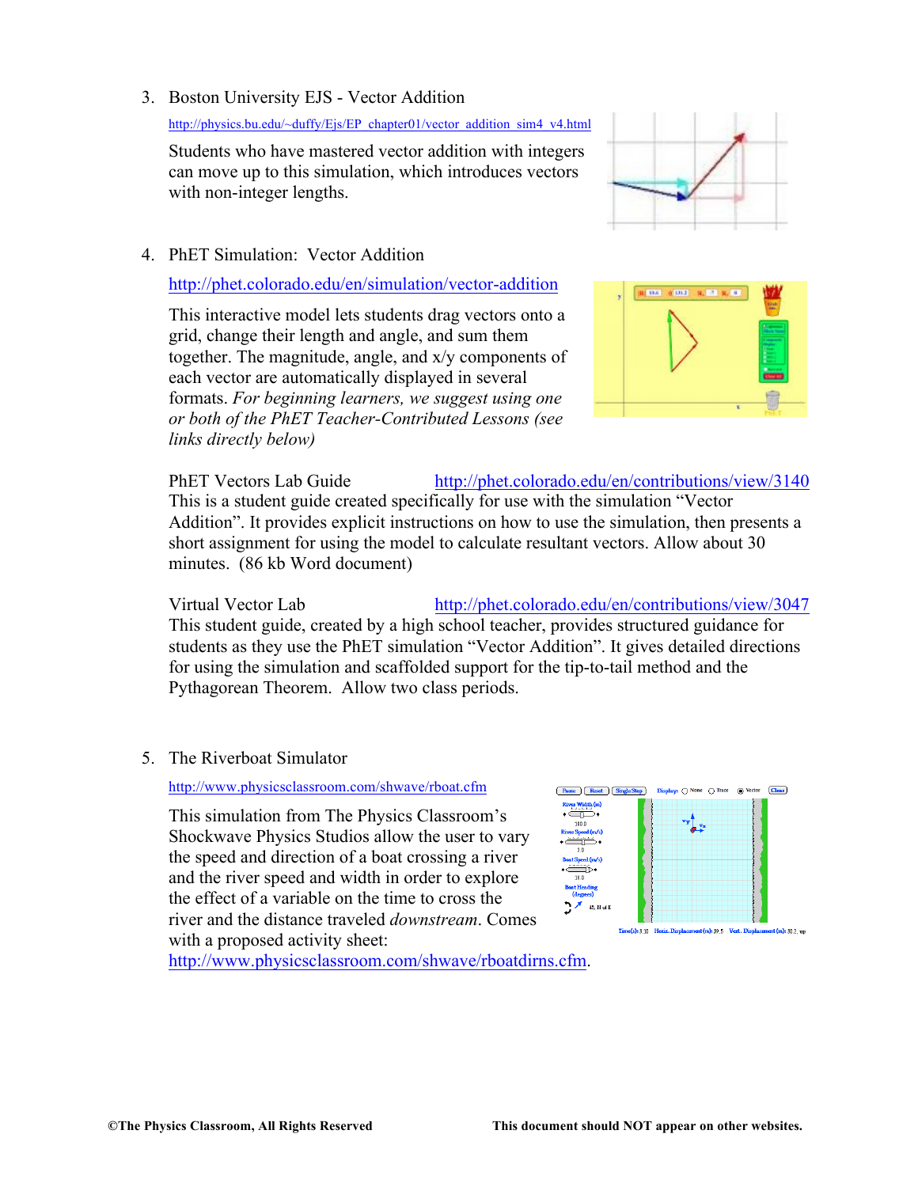3. Boston University EJS - Vector Addition

   http://physics.bu.edu/~duffy/Ejs/EP_chapter01/vector_addition_sim4_v4.html

   Students who have mastered vector addition with integers can move up to this simulation, which introduces vectors with non-integer lengths.

4. PhET Simulation: Vector Addition

   http://phet.colorado.edu/en/simulation/vector-addition

   This interactive model lets students drag vectors onto a grid, change their length and angle, and sum them together. The magnitude, angle, and x/y components of each vector are automatically displayed in several formats. *For beginning learners, we suggest using one or both of the PhET Teacher-Contributed Lessons (see links directly below)*

   PhET Vectors Lab Guide http://phet.colorado.edu/en/contributions/view/3140
   This is a student guide created specifically for use with the simulation "Vector Addition". It provides explicit instructions on how to use the simulation, then presents a short assignment for using the model to calculate resultant vectors. Allow about 30 minutes. (86 kb Word document)

   Virtual Vector Lab http://phet.colorado.edu/en/contributions/view/3047
   This student guide, created by a high school teacher, provides structured guidance for students as they use the PhET simulation "Vector Addition". It gives detailed directions for using the simulation and scaffolded support for the tip-to-tail method and the Pythagorean Theorem. Allow two class periods.

5. The Riverboat Simulator

   http://www.physicsclassroom.com/shwave/rboat.cfm

   This simulation from The Physics Classroom's Shockwave Physics Studios allow the user to vary the speed and direction of a boat crossing a river and the river speed and width in order to explore the effect of a variable on the time to cross the river and the distance traveled *downstream*. Comes with a proposed activity sheet: http://www.physicsclassroom.com/shwave/rboatdirns.cfm.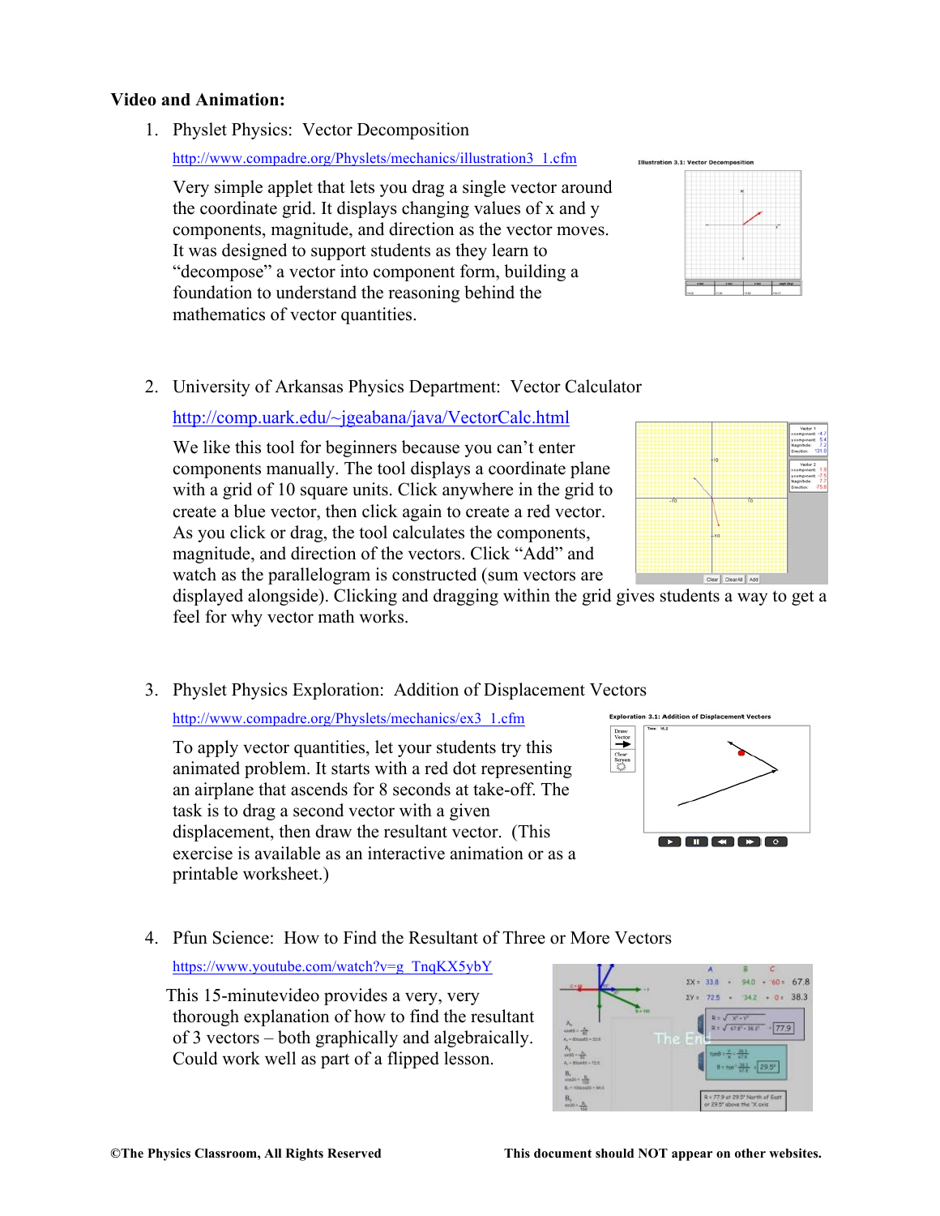**Video and Animation:**

1. Physlet Physics: Vector Decomposition

   http://www.compadre.org/Physlets/mechanics/illustration3_1.cfm

   Very simple applet that lets you drag a single vector around the coordinate grid. It displays changing values of x and y components, magnitude, and direction as the vector moves. It was designed to support students as they learn to "decompose" a vector into component form, building a foundation to understand the reasoning behind the mathematics of vector quantities.

2. University of Arkansas Physics Department: Vector Calculator

   http://comp.uark.edu/~jgeabana/java/VectorCalc.html

   We like this tool for beginners because you can't enter components manually. The tool displays a coordinate plane with a grid of 10 square units. Click anywhere in the grid to create a blue vector, then click again to create a red vector. As you click or drag, the tool calculates the components, magnitude, and direction of the vectors. Click "Add" and watch as the parallelogram is constructed (sum vectors are displayed alongside). Clicking and dragging within the grid gives students a way to get a feel for why vector math works.

3. Physlet Physics Exploration: Addition of Displacement Vectors

   http://www.compadre.org/Physlets/mechanics/ex3_1.cfm

   To apply vector quantities, let your students try this animated problem. It starts with a red dot representing an airplane that ascends for 8 seconds at take-off. The task is to drag a second vector with a given displacement, then draw the resultant vector. (This exercise is available as an interactive animation or as a printable worksheet.)

4. Pfun Science: How to Find the Resultant of Three or More Vectors

   https://www.youtube.com/watch?v=g_TnqKX5ybY

   This 15-minutevideo provides a very, very thorough explanation of how to find the resultant of 3 vectors – both graphically and algebraically. Could work well as part of a flipped lesson.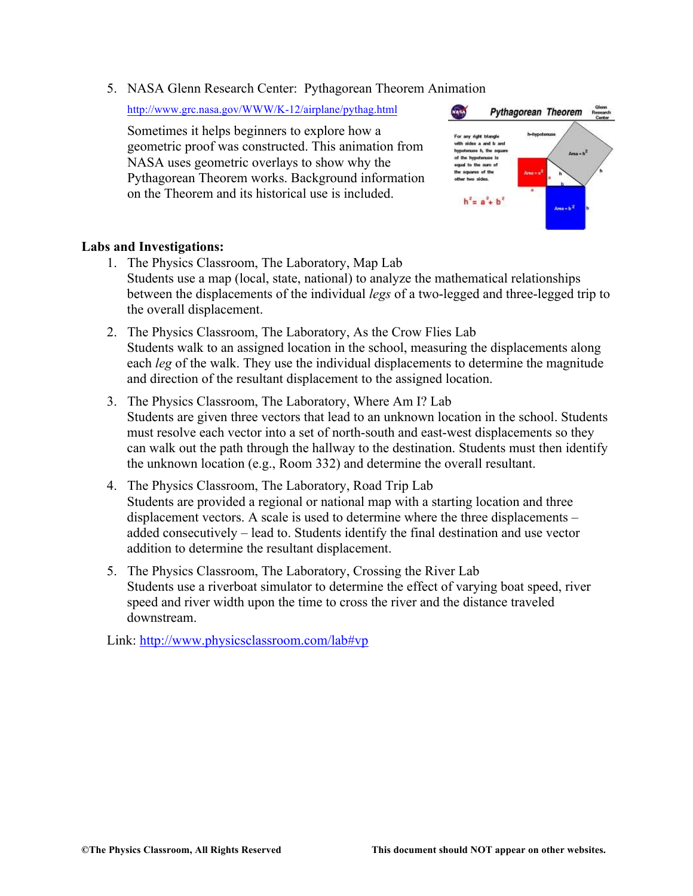5. NASA Glenn Research Center: Pythagorean Theorem Animation

   http://www.grc.nasa.gov/WWW/K-12/airplane/pythag.html

   Sometimes it helps beginners to explore how a geometric proof was constructed. This animation from NASA uses geometric overlays to show why the Pythagorean Theorem works. Background information on the Theorem and its historical use is included.

**Labs and Investigations:**

1. The Physics Classroom, The Laboratory, Map Lab
   Students use a map (local, state, national) to analyze the mathematical relationships between the displacements of the individual *legs* of a two-legged and three-legged trip to the overall displacement.

2. The Physics Classroom, The Laboratory, As the Crow Flies Lab
   Students walk to an assigned location in the school, measuring the displacements along each *leg* of the walk. They use the individual displacements to determine the magnitude and direction of the resultant displacement to the assigned location.

3. The Physics Classroom, The Laboratory, Where Am I? Lab
   Students are given three vectors that lead to an unknown location in the school. Students must resolve each vector into a set of north-south and east-west displacements so they can walk out the path through the hallway to the destination. Students must then identify the unknown location (e.g., Room 332) and determine the overall resultant.

4. The Physics Classroom, The Laboratory, Road Trip Lab
   Students are provided a regional or national map with a starting location and three displacement vectors. A scale is used to determine where the three displacements – added consecutively – lead to. Students identify the final destination and use vector addition to determine the resultant displacement.

5. The Physics Classroom, The Laboratory, Crossing the River Lab
   Students use a riverboat simulator to determine the effect of varying boat speed, river speed and river width upon the time to cross the river and the distance traveled downstream.

Link: http://www.physicsclassroom.com/lab#vp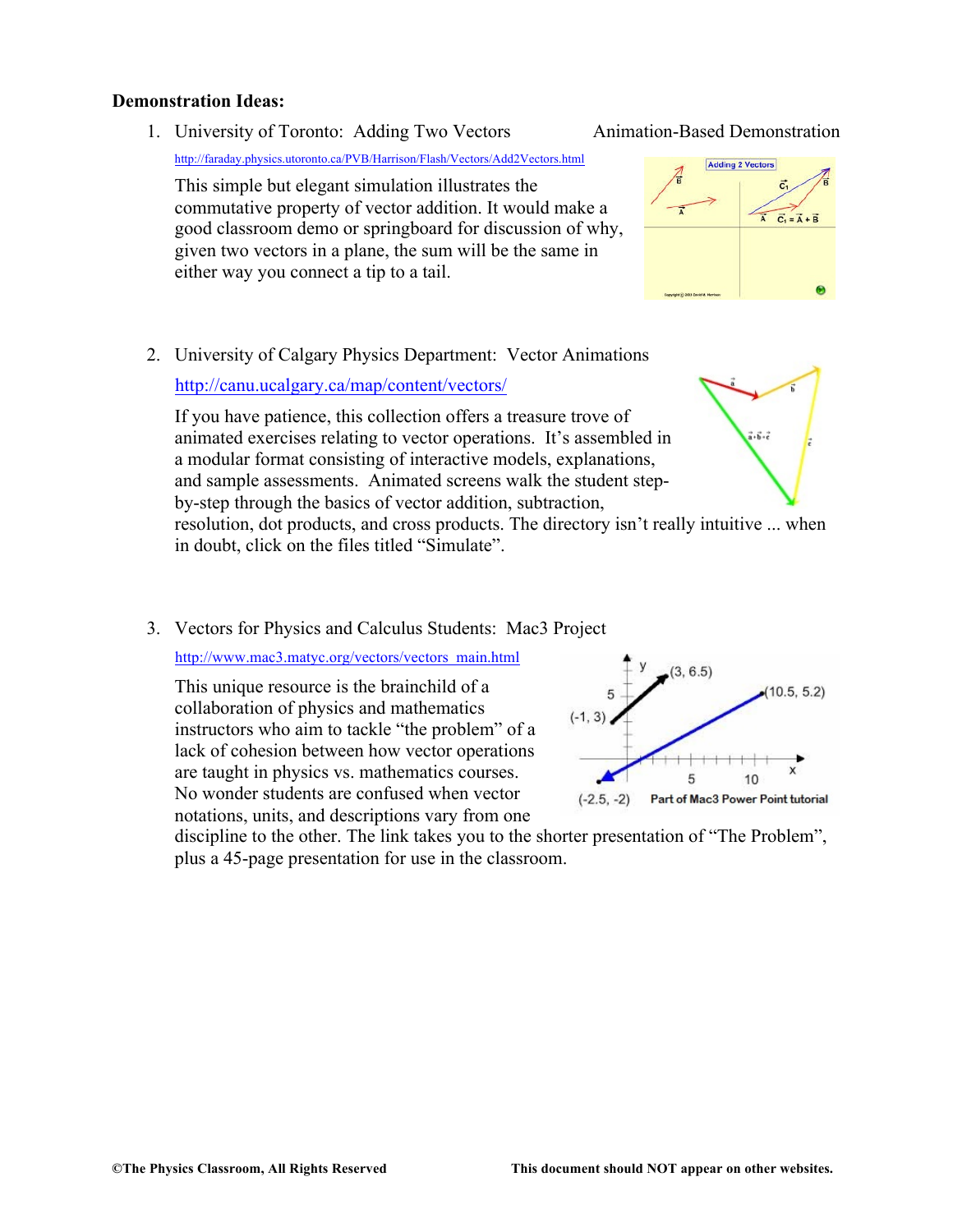**Demonstration Ideas:**

1. University of Toronto: Adding Two Vectors — Animation-Based Demonstration

   http://faraday.physics.utoronto.ca/PVB/Harrison/Flash/Vectors/Add2Vectors.html

   This simple but elegant simulation illustrates the commutative property of vector addition. It would make a good classroom demo or springboard for discussion of why, given two vectors in a plane, the sum will be the same in either way you connect a tip to a tail.

2. University of Calgary Physics Department: Vector Animations

   http://canu.ucalgary.ca/map/content/vectors/

   If you have patience, this collection offers a treasure trove of animated exercises relating to vector operations. It's assembled in a modular format consisting of interactive models, explanations, and sample assessments. Animated screens walk the student step-by-step through the basics of vector addition, subtraction, resolution, dot products, and cross products. The directory isn't really intuitive ... when in doubt, click on the files titled "Simulate".

3. Vectors for Physics and Calculus Students: Mac3 Project

   http://www.mac3.matyc.org/vectors/vectors_main.html

   This unique resource is the brainchild of a collaboration of physics and mathematics instructors who aim to tackle "the problem" of a lack of cohesion between how vector operations are taught in physics vs. mathematics courses. No wonder students are confused when vector notations, units, and descriptions vary from one discipline to the other. The link takes you to the shorter presentation of "The Problem", plus a 45-page presentation for use in the classroom.

   Part of Mac3 Power Point tutorial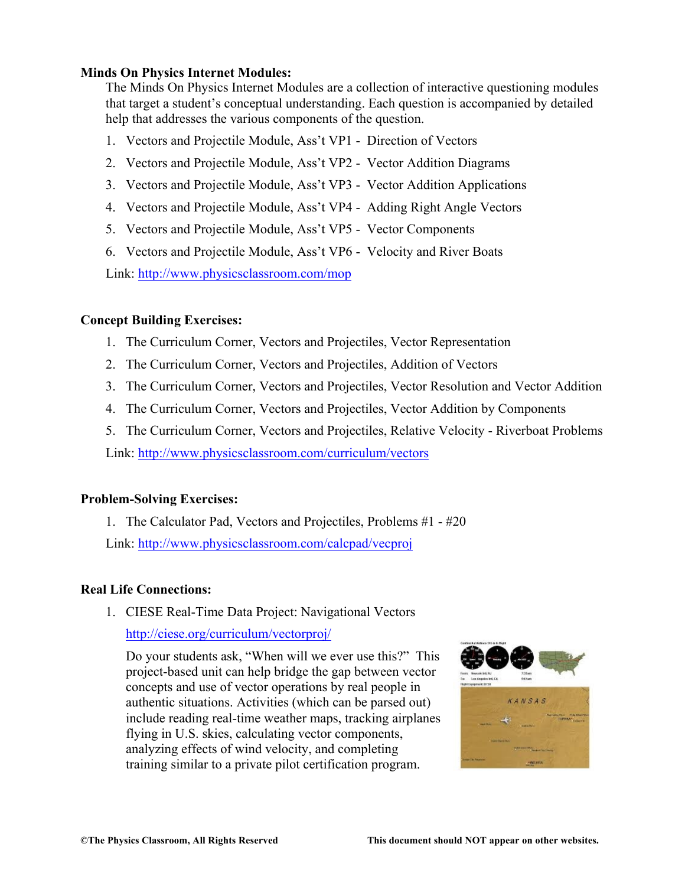**Minds On Physics Internet Modules:**

The Minds On Physics Internet Modules are a collection of interactive questioning modules that target a student's conceptual understanding. Each question is accompanied by detailed help that addresses the various components of the question.

1. Vectors and Projectile Module, Ass't VP1 - Direction of Vectors
2. Vectors and Projectile Module, Ass't VP2 - Vector Addition Diagrams
3. Vectors and Projectile Module, Ass't VP3 - Vector Addition Applications
4. Vectors and Projectile Module, Ass't VP4 - Adding Right Angle Vectors
5. Vectors and Projectile Module, Ass't VP5 - Vector Components
6. Vectors and Projectile Module, Ass't VP6 - Velocity and River Boats

Link: http://www.physicsclassroom.com/mop

**Concept Building Exercises:**

1. The Curriculum Corner, Vectors and Projectiles, Vector Representation
2. The Curriculum Corner, Vectors and Projectiles, Addition of Vectors
3. The Curriculum Corner, Vectors and Projectiles, Vector Resolution and Vector Addition
4. The Curriculum Corner, Vectors and Projectiles, Vector Addition by Components
5. The Curriculum Corner, Vectors and Projectiles, Relative Velocity - Riverboat Problems

Link: http://www.physicsclassroom.com/curriculum/vectors

**Problem-Solving Exercises:**

1. The Calculator Pad, Vectors and Projectiles, Problems #1 - #20

Link: http://www.physicsclassroom.com/calcpad/vecproj

**Real Life Connections:**

1. CIESE Real-Time Data Project: Navigational Vectors

   http://ciese.org/curriculum/vectorproj/

   Do your students ask, "When will we ever use this?" This project-based unit can help bridge the gap between vector concepts and use of vector operations by real people in authentic situations. Activities (which can be parsed out) include reading real-time weather maps, tracking airplanes flying in U.S. skies, calculating vector components, analyzing effects of wind velocity, and completing training similar to a private pilot certification program.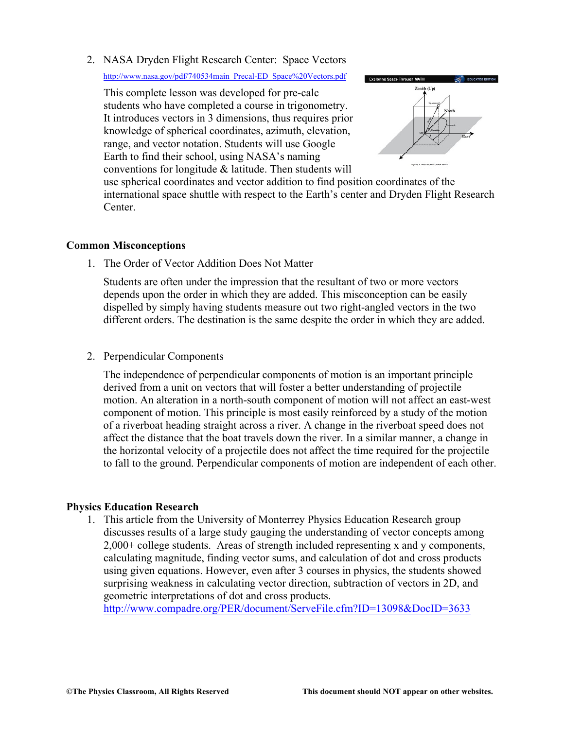2. NASA Dryden Flight Research Center: Space Vectors

   http://www.nasa.gov/pdf/740534main_Precal-ED_Space%20Vectors.pdf

   This complete lesson was developed for pre-calc students who have completed a course in trigonometry. It introduces vectors in 3 dimensions, thus requires prior knowledge of spherical coordinates, azimuth, elevation, range, and vector notation. Students will use Google Earth to find their school, using NASA's naming conventions for longitude & latitude. Then students will use spherical coordinates and vector addition to find position coordinates of the international space shuttle with respect to the Earth's center and Dryden Flight Research Center.

### Common Misconceptions

1. The Order of Vector Addition Does Not Matter

   Students are often under the impression that the resultant of two or more vectors depends upon the order in which they are added. This misconception can be easily dispelled by simply having students measure out two right-angled vectors in the two different orders. The destination is the same despite the order in which they are added.

2. Perpendicular Components

   The independence of perpendicular components of motion is an important principle derived from a unit on vectors that will foster a better understanding of projectile motion. An alteration in a north-south component of motion will not affect an east-west component of motion. This principle is most easily reinforced by a study of the motion of a riverboat heading straight across a river. A change in the riverboat speed does not affect the distance that the boat travels down the river. In a similar manner, a change in the horizontal velocity of a projectile does not affect the time required for the projectile to fall to the ground. Perpendicular components of motion are independent of each other.

### Physics Education Research

1. This article from the University of Monterrey Physics Education Research group discusses results of a large study gauging the understanding of vector concepts among 2,000+ college students. Areas of strength included representing x and y components, calculating magnitude, finding vector sums, and calculation of dot and cross products using given equations. However, even after 3 courses in physics, the students showed surprising weakness in calculating vector direction, subtraction of vectors in 2D, and geometric interpretations of dot and cross products.
   http://www.compadre.org/PER/document/ServeFile.cfm?ID=13098&DocID=3633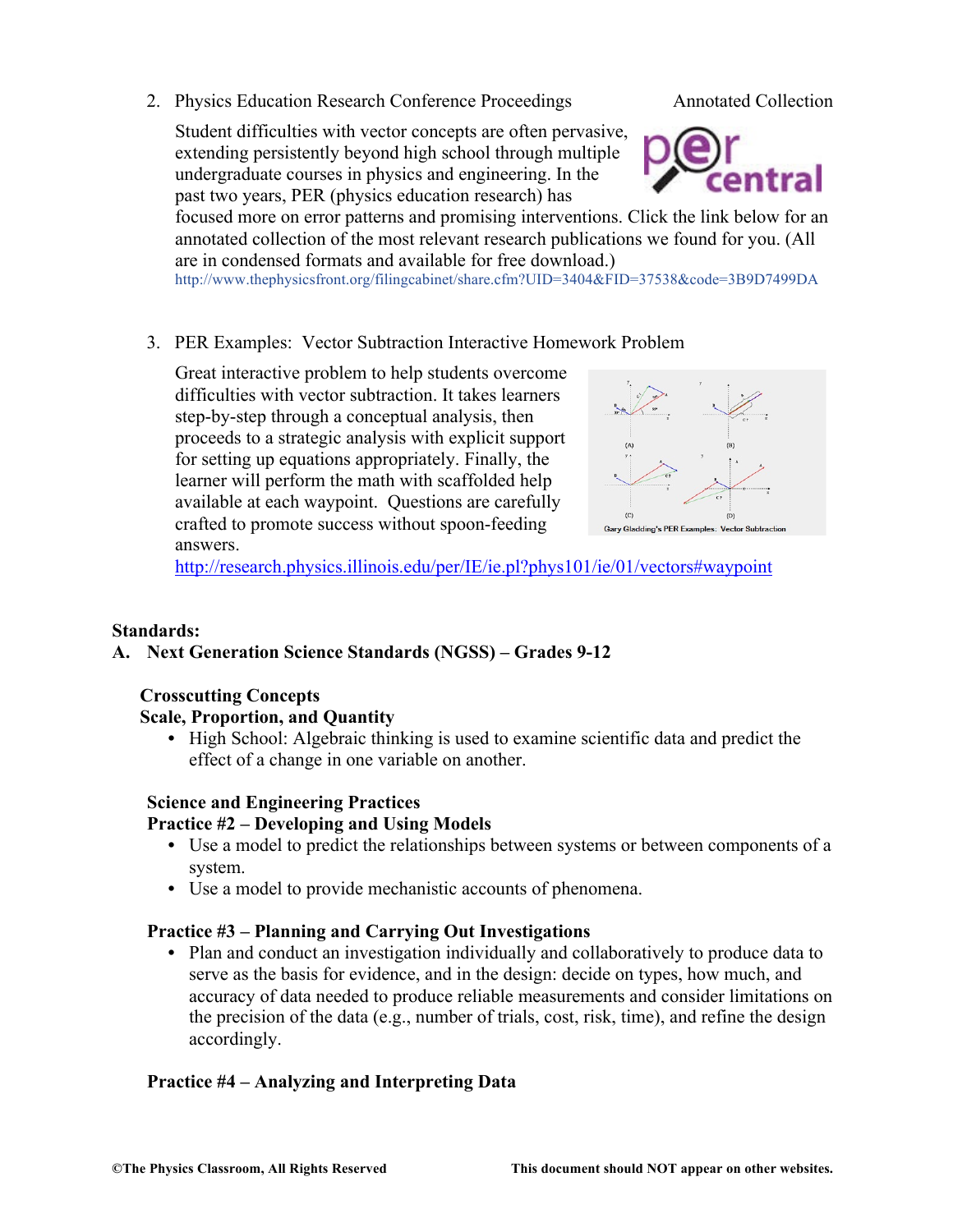2. Physics Education Research Conference Proceedings — Annotated Collection

   Student difficulties with vector concepts are often pervasive, extending persistently beyond high school through multiple undergraduate courses in physics and engineering. In the past two years, PER (physics education research) has focused more on error patterns and promising interventions. Click the link below for an annotated collection of the most relevant research publications we found for you. (All are in condensed formats and available for free download.)
   http://www.thephysicsfront.org/filingcabinet/share.cfm?UID=3404&FID=37538&code=3B9D7499DA

3. PER Examples: Vector Subtraction Interactive Homework Problem

   Great interactive problem to help students overcome difficulties with vector subtraction. It takes learners step-by-step through a conceptual analysis, then proceeds to a strategic analysis with explicit support for setting up equations appropriately. Finally, the learner will perform the math with scaffolded help available at each waypoint. Questions are carefully crafted to promote success without spoon-feeding answers.
   http://research.physics.illinois.edu/per/IE/ie.pl?phys101/ie/01/vectors#waypoint

   Gary Gladding's PER Examples: Vector Subtraction

## Standards:

### A. Next Generation Science Standards (NGSS) – Grades 9-12

**Crosscutting Concepts**
**Scale, Proportion, and Quantity**

- High School: Algebraic thinking is used to examine scientific data and predict the effect of a change in one variable on another.

**Science and Engineering Practices**
**Practice #2 – Developing and Using Models**

- Use a model to predict the relationships between systems or between components of a system.
- Use a model to provide mechanistic accounts of phenomena.

**Practice #3 – Planning and Carrying Out Investigations**

- Plan and conduct an investigation individually and collaboratively to produce data to serve as the basis for evidence, and in the design: decide on types, how much, and accuracy of data needed to produce reliable measurements and consider limitations on the precision of the data (e.g., number of trials, cost, risk, time), and refine the design accordingly.

**Practice #4 – Analyzing and Interpreting Data**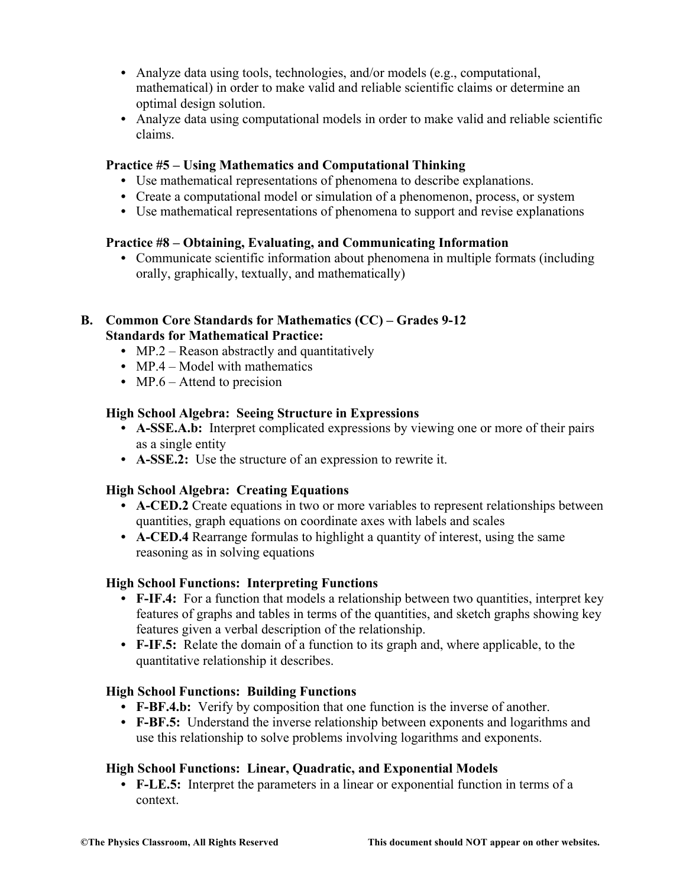- Analyze data using tools, technologies, and/or models (e.g., computational, mathematical) in order to make valid and reliable scientific claims or determine an optimal design solution.
- Analyze data using computational models in order to make valid and reliable scientific claims.

**Practice #5 – Using Mathematics and Computational Thinking**

- Use mathematical representations of phenomena to describe explanations.
- Create a computational model or simulation of a phenomenon, process, or system
- Use mathematical representations of phenomena to support and revise explanations

**Practice #8 – Obtaining, Evaluating, and Communicating Information**

- Communicate scientific information about phenomena in multiple formats (including orally, graphically, textually, and mathematically)

**B. Common Core Standards for Mathematics (CC) – Grades 9-12**
**Standards for Mathematical Practice:**

- MP.2 – Reason abstractly and quantitatively
- MP.4 – Model with mathematics
- MP.6 – Attend to precision

**High School Algebra: Seeing Structure in Expressions**

- **A-SSE.A.b:** Interpret complicated expressions by viewing one or more of their pairs as a single entity
- **A-SSE.2:** Use the structure of an expression to rewrite it.

**High School Algebra: Creating Equations**

- **A-CED.2** Create equations in two or more variables to represent relationships between quantities, graph equations on coordinate axes with labels and scales
- **A-CED.4** Rearrange formulas to highlight a quantity of interest, using the same reasoning as in solving equations

**High School Functions: Interpreting Functions**

- **F-IF.4:** For a function that models a relationship between two quantities, interpret key features of graphs and tables in terms of the quantities, and sketch graphs showing key features given a verbal description of the relationship.
- **F-IF.5:** Relate the domain of a function to its graph and, where applicable, to the quantitative relationship it describes.

**High School Functions: Building Functions**

- **F-BF.4.b:** Verify by composition that one function is the inverse of another.
- **F-BF.5:** Understand the inverse relationship between exponents and logarithms and use this relationship to solve problems involving logarithms and exponents.

**High School Functions: Linear, Quadratic, and Exponential Models**

- **F-LE.5:** Interpret the parameters in a linear or exponential function in terms of a context.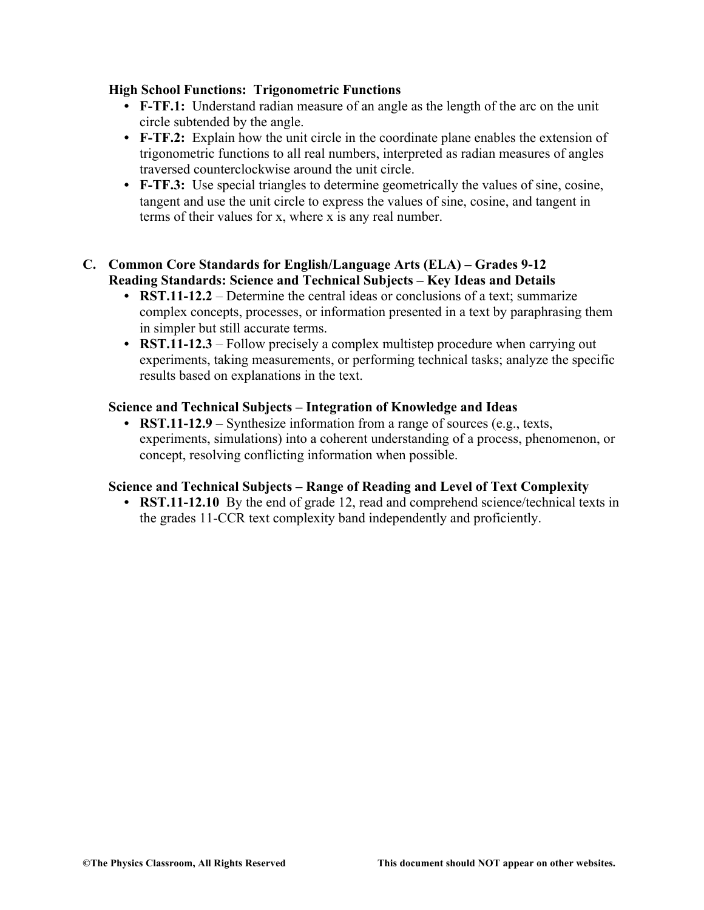**High School Functions: Trigonometric Functions**

- **F-TF.1:** Understand radian measure of an angle as the length of the arc on the unit circle subtended by the angle.
- **F-TF.2:** Explain how the unit circle in the coordinate plane enables the extension of trigonometric functions to all real numbers, interpreted as radian measures of angles traversed counterclockwise around the unit circle.
- **F-TF.3:** Use special triangles to determine geometrically the values of sine, cosine, tangent and use the unit circle to express the values of sine, cosine, and tangent in terms of their values for x, where x is any real number.

## C. Common Core Standards for English/Language Arts (ELA) – Grades 9-12

**Reading Standards: Science and Technical Subjects – Key Ideas and Details**

- **RST.11-12.2** – Determine the central ideas or conclusions of a text; summarize complex concepts, processes, or information presented in a text by paraphrasing them in simpler but still accurate terms.
- **RST.11-12.3** – Follow precisely a complex multistep procedure when carrying out experiments, taking measurements, or performing technical tasks; analyze the specific results based on explanations in the text.

**Science and Technical Subjects – Integration of Knowledge and Ideas**

- **RST.11-12.9** – Synthesize information from a range of sources (e.g., texts, experiments, simulations) into a coherent understanding of a process, phenomenon, or concept, resolving conflicting information when possible.

**Science and Technical Subjects – Range of Reading and Level of Text Complexity**

- **RST.11-12.10** By the end of grade 12, read and comprehend science/technical texts in the grades 11-CCR text complexity band independently and proficiently.